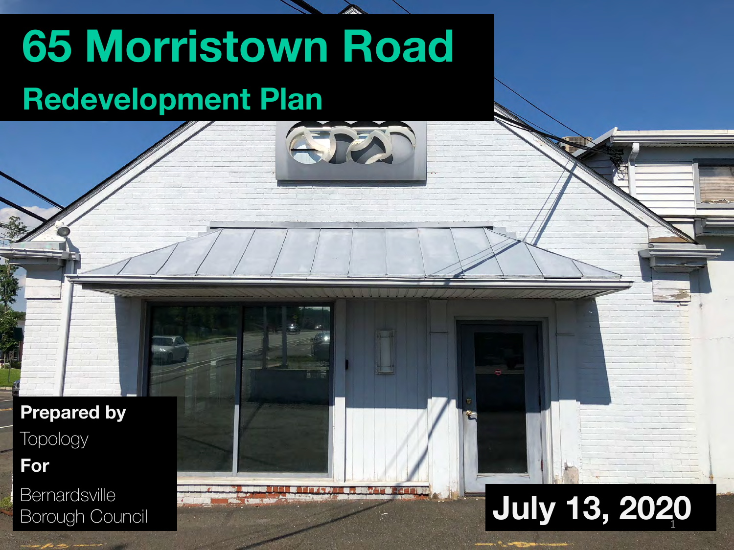# 65 Morristown Road

## Redevelopment Plan

**Prepared by**

Topology

**For**

Bernardsville Borough Council

**July 13, 2020**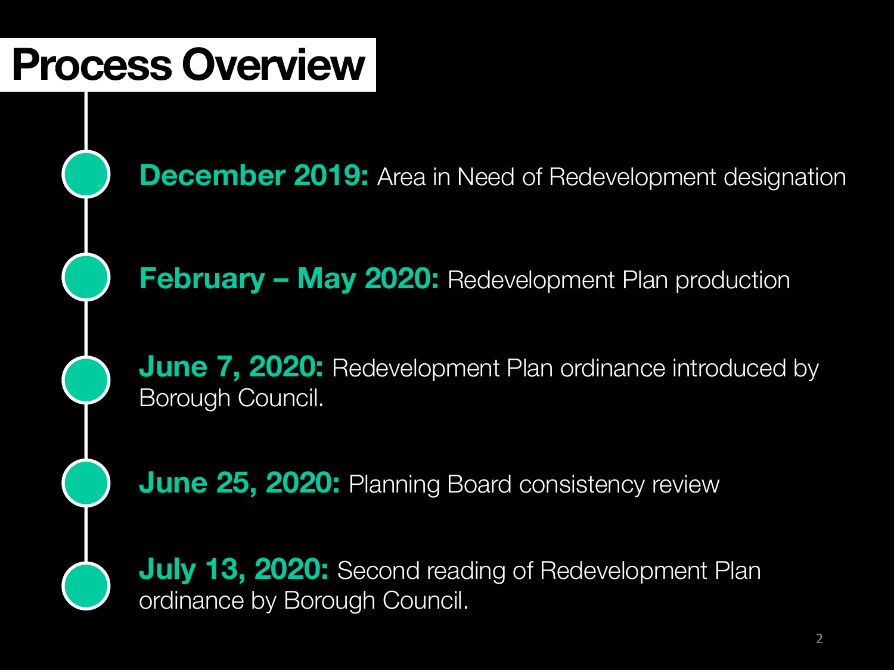# Process Overview

- **December 2019:** Area in Need of Redevelopment designation
- **February – May 2020:** Redevelopment Plan production
- **June 7, 2020:** Redevelopment Plan ordinance introduced by Borough Council.
- **June 25, 2020:** Planning Board consistency review
- **July 13, 2020:** Second reading of Redevelopment Plan ordinance by Borough Council.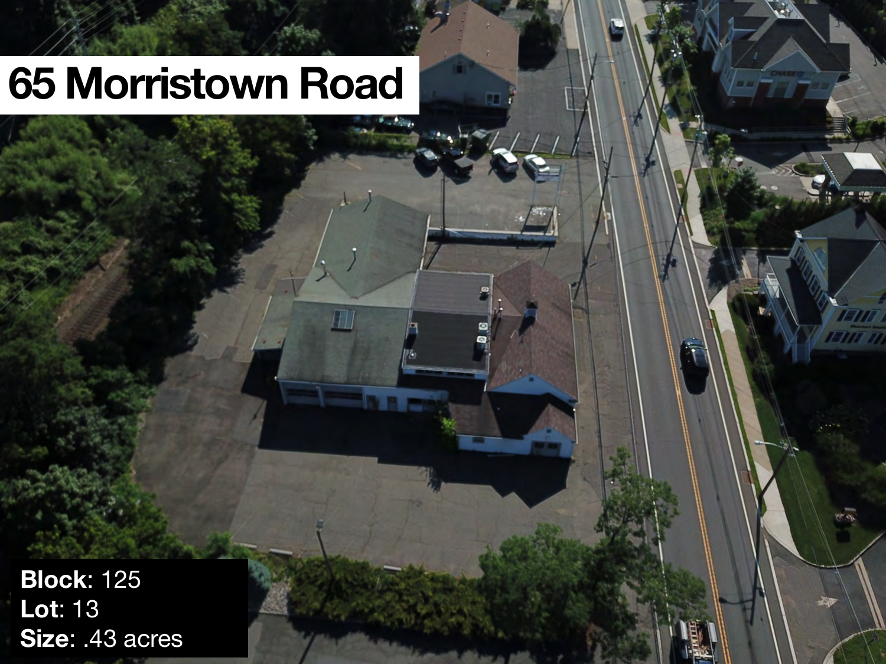# 65 Morristown Road

**Block**: 125
**Lot**: 13
**Size**: .43 acres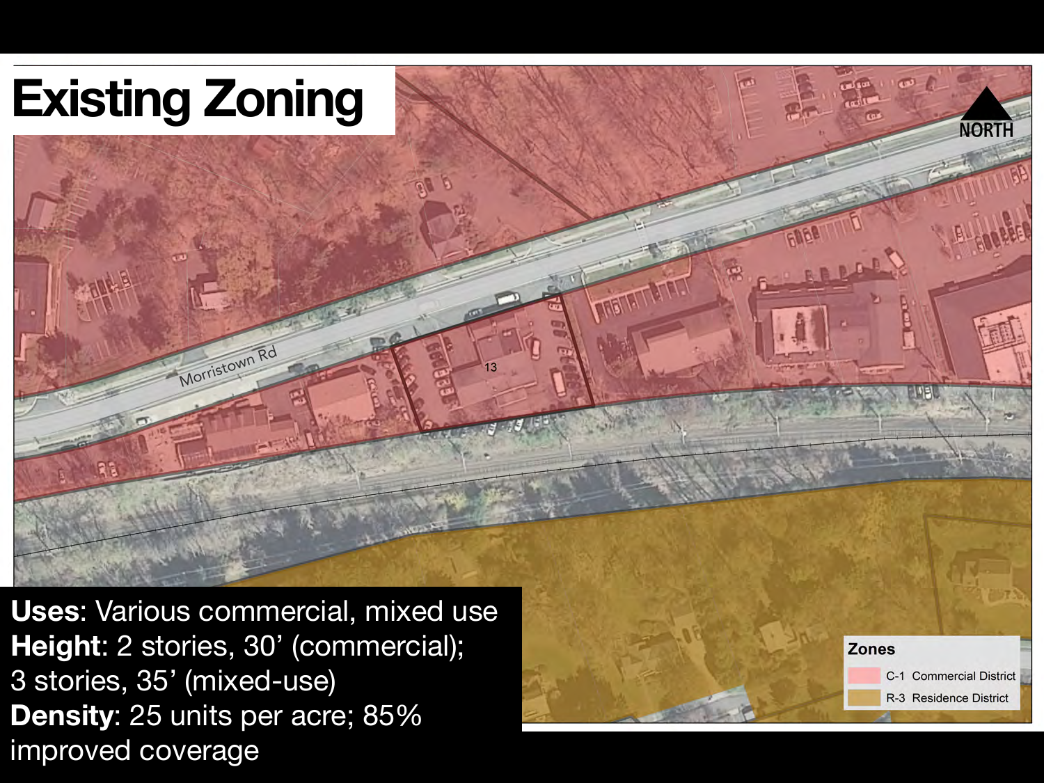# Existing Zoning

NORTH

Morristown Rd

13

**Zones**

- C-1 Commercial District
- R-3 Residence District

**Uses**: Various commercial, mixed use

**Height**: 2 stories, 30' (commercial); 3 stories, 35' (mixed-use)

**Density**: 25 units per acre; 85% improved coverage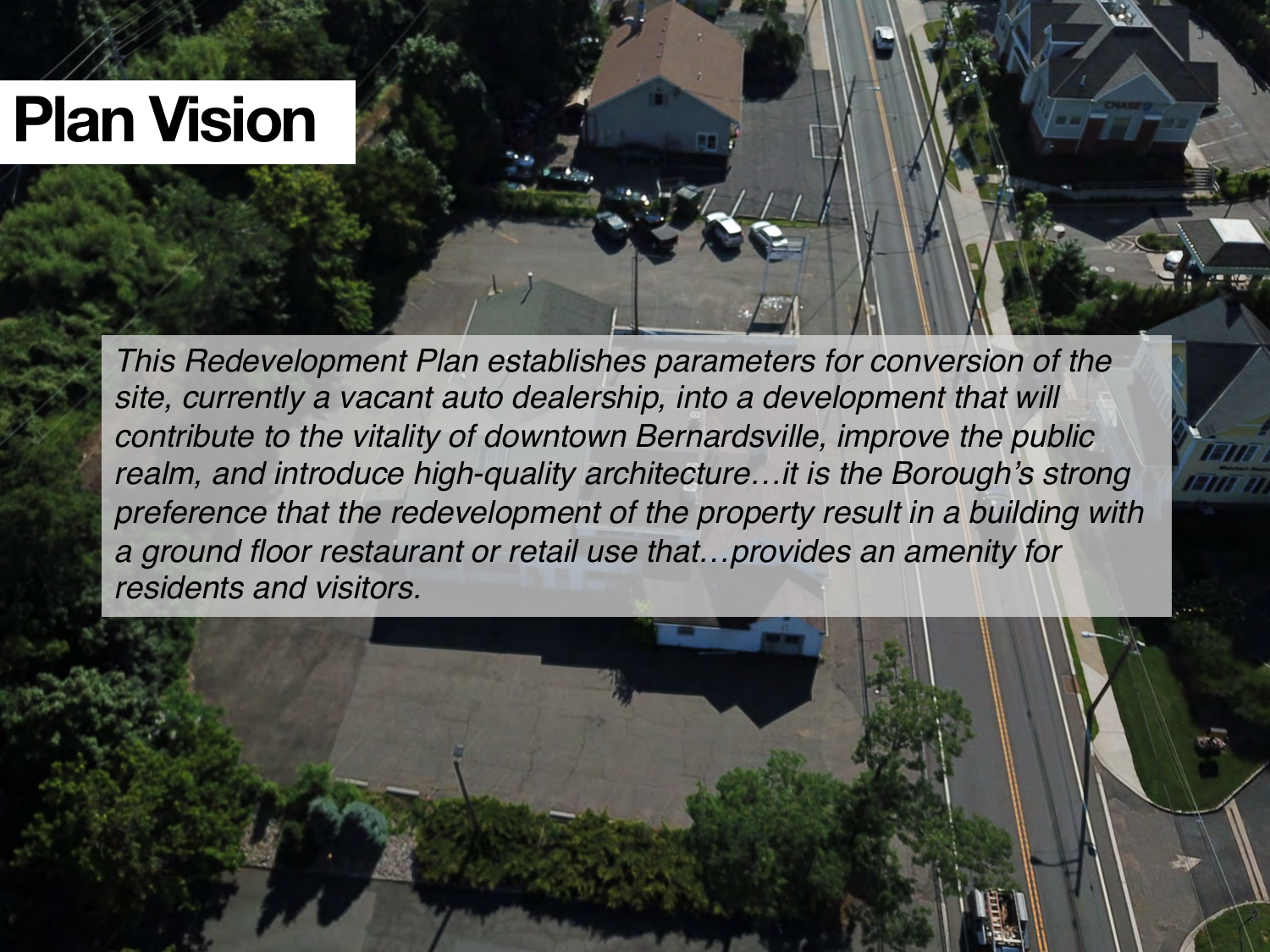# Plan Vision

*This Redevelopment Plan establishes parameters for conversion of the site, currently a vacant auto dealership, into a development that will contribute to the vitality of downtown Bernardsville, improve the public realm, and introduce high-quality architecture…it is the Borough's strong preference that the redevelopment of the property result in a building with a ground floor restaurant or retail use that…provides an amenity for residents and visitors.*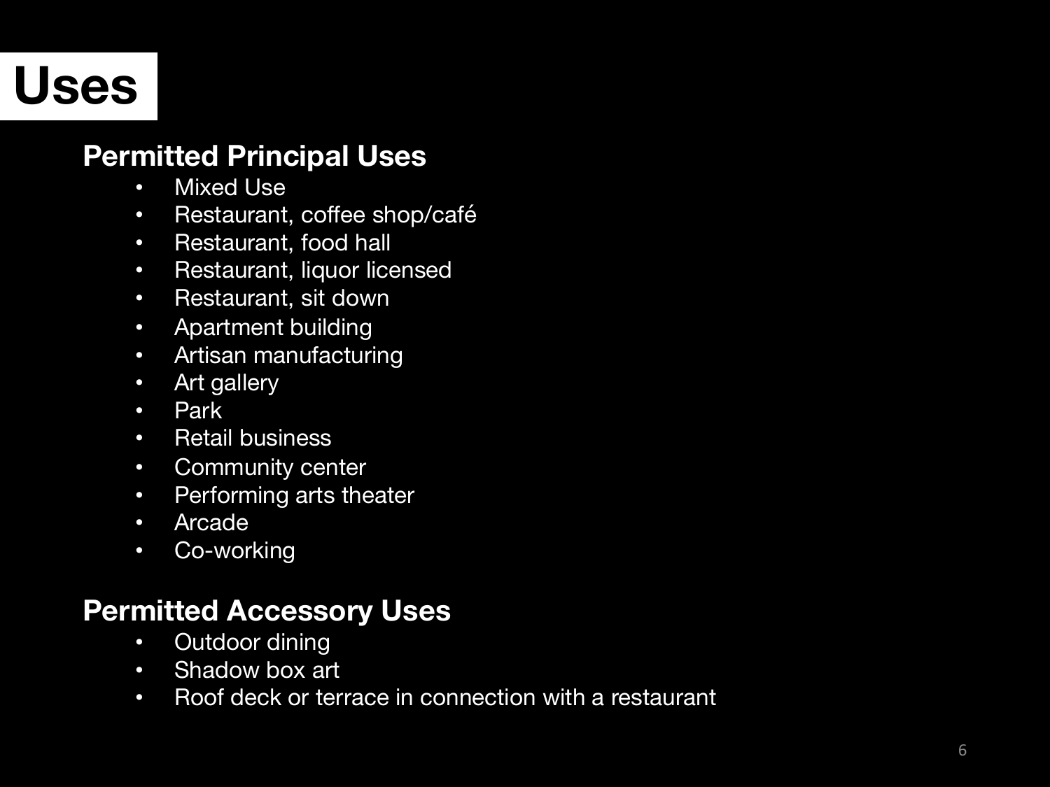# Uses

## Permitted Principal Uses

- Mixed Use
- Restaurant, coffee shop/café
- Restaurant, food hall
- Restaurant, liquor licensed
- Restaurant, sit down
- Apartment building
- Artisan manufacturing
- Art gallery
- Park
- Retail business
- Community center
- Performing arts theater
- Arcade
- Co-working

## Permitted Accessory Uses

- Outdoor dining
- Shadow box art
- Roof deck or terrace in connection with a restaurant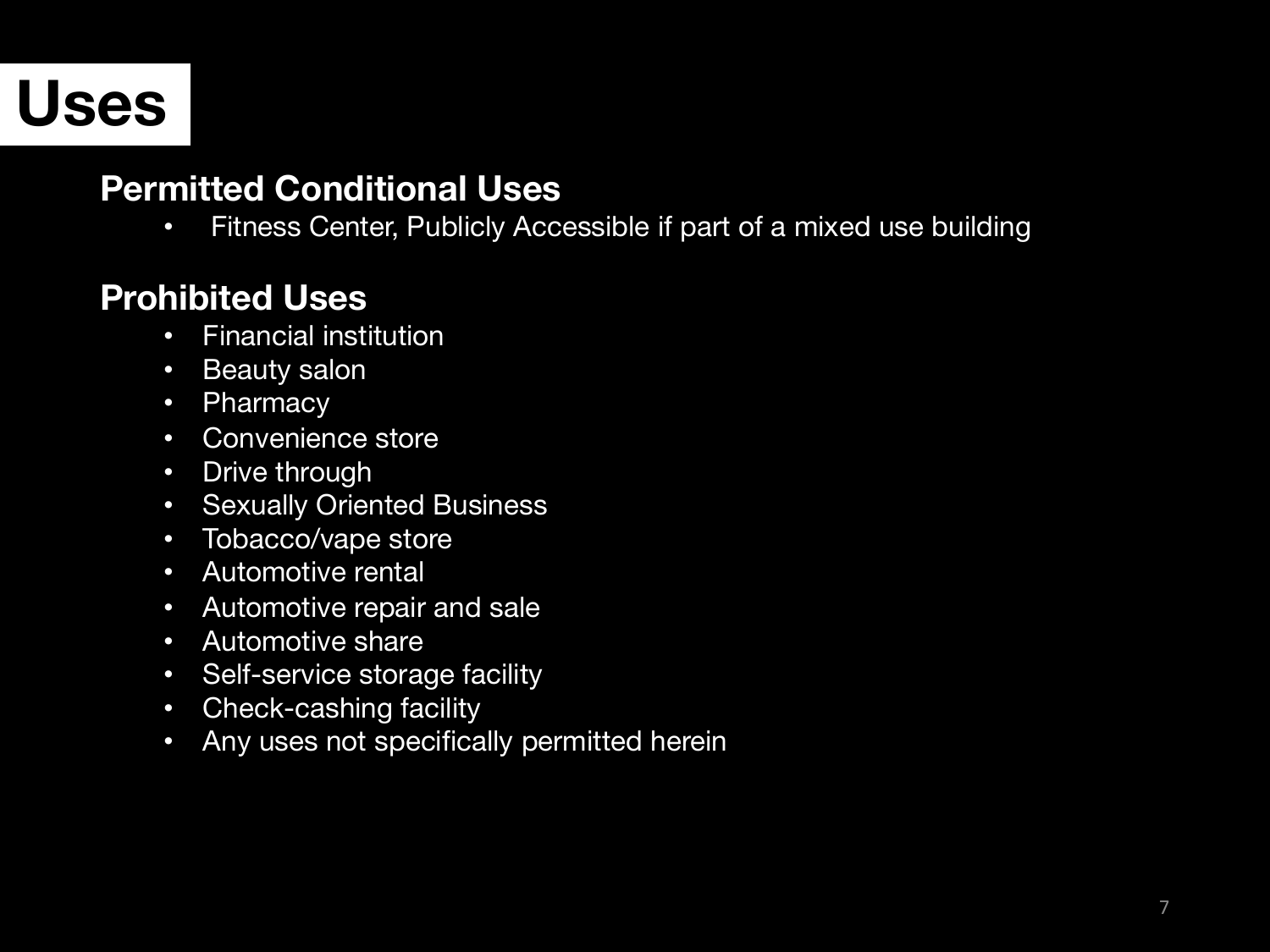# Uses

## Permitted Conditional Uses

- Fitness Center, Publicly Accessible if part of a mixed use building

## Prohibited Uses

- Financial institution
- Beauty salon
- Pharmacy
- Convenience store
- Drive through
- Sexually Oriented Business
- Tobacco/vape store
- Automotive rental
- Automotive repair and sale
- Automotive share
- Self-service storage facility
- Check-cashing facility
- Any uses not specifically permitted herein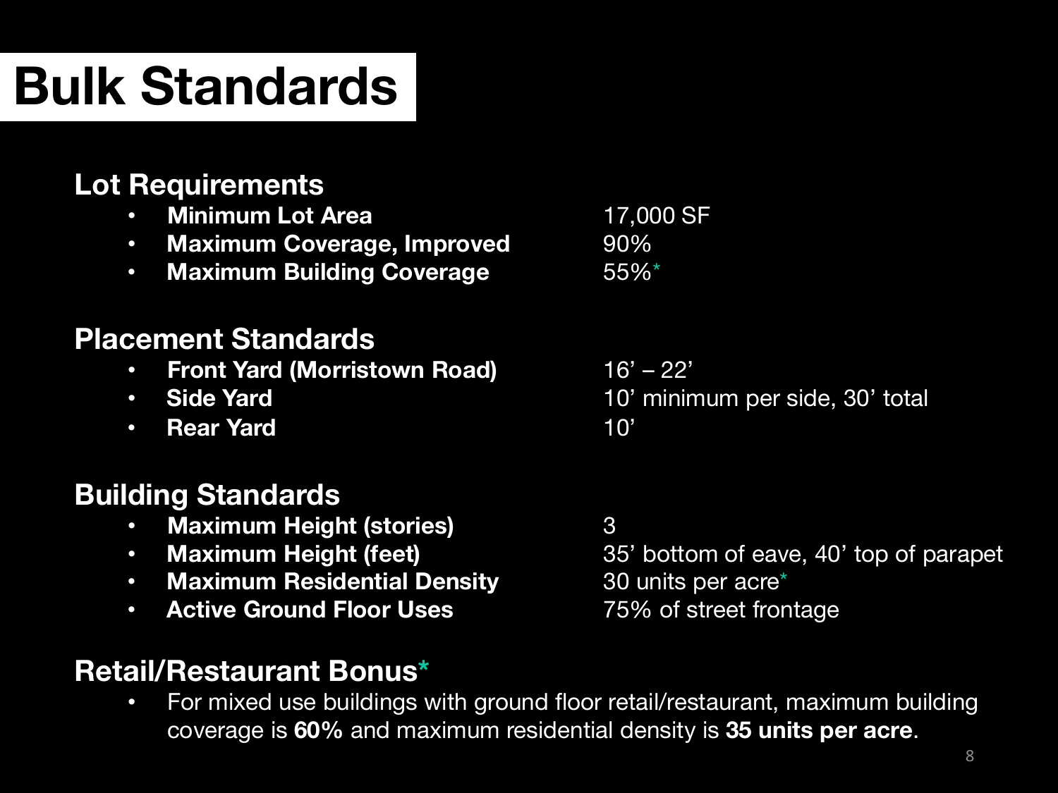# Bulk Standards

## Lot Requirements

| | |
|---|---|
| **Minimum Lot Area** | 17,000 SF |
| **Maximum Coverage, Improved** | 90% |
| **Maximum Building Coverage** | 55%* |

## Placement Standards

| | |
|---|---|
| **Front Yard (Morristown Road)** | 16' – 22' |
| **Side Yard** | 10' minimum per side, 30' total |
| **Rear Yard** | 10' |

## Building Standards

| | |
|---|---|
| **Maximum Height (stories)** | 3 |
| **Maximum Height (feet)** | 35' bottom of eave, 40' top of parapet |
| **Maximum Residential Density** | 30 units per acre* |
| **Active Ground Floor Uses** | 75% of street frontage |

## Retail/Restaurant Bonus*

- For mixed use buildings with ground floor retail/restaurant, maximum building coverage is **60%** and maximum residential density is **35 units per acre**.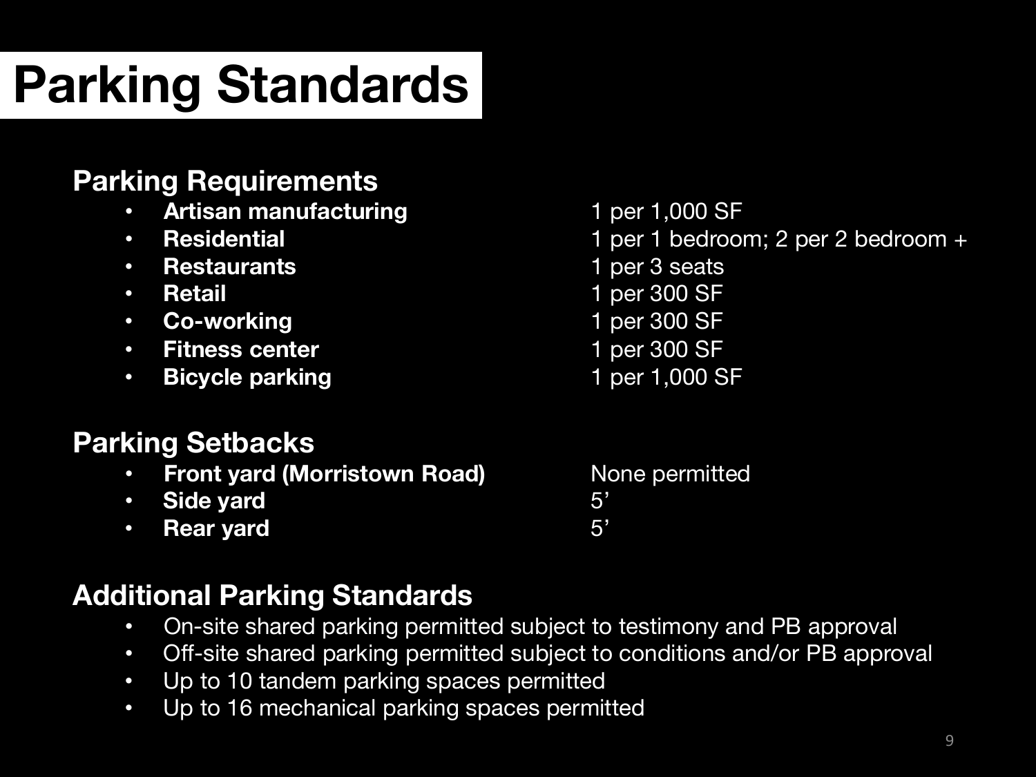# Parking Standards

## Parking Requirements

| | |
|---|---|
| **Artisan manufacturing** | 1 per 1,000 SF |
| **Residential** | 1 per 1 bedroom; 2 per 2 bedroom + |
| **Restaurants** | 1 per 3 seats |
| **Retail** | 1 per 300 SF |
| **Co-working** | 1 per 300 SF |
| **Fitness center** | 1 per 300 SF |
| **Bicycle parking** | 1 per 1,000 SF |

## Parking Setbacks

| | |
|---|---|
| **Front yard (Morristown Road)** | None permitted |
| **Side yard** | 5’ |
| **Rear yard** | 5’ |

## Additional Parking Standards

- On-site shared parking permitted subject to testimony and PB approval
- Off-site shared parking permitted subject to conditions and/or PB approval
- Up to 10 tandem parking spaces permitted
- Up to 16 mechanical parking spaces permitted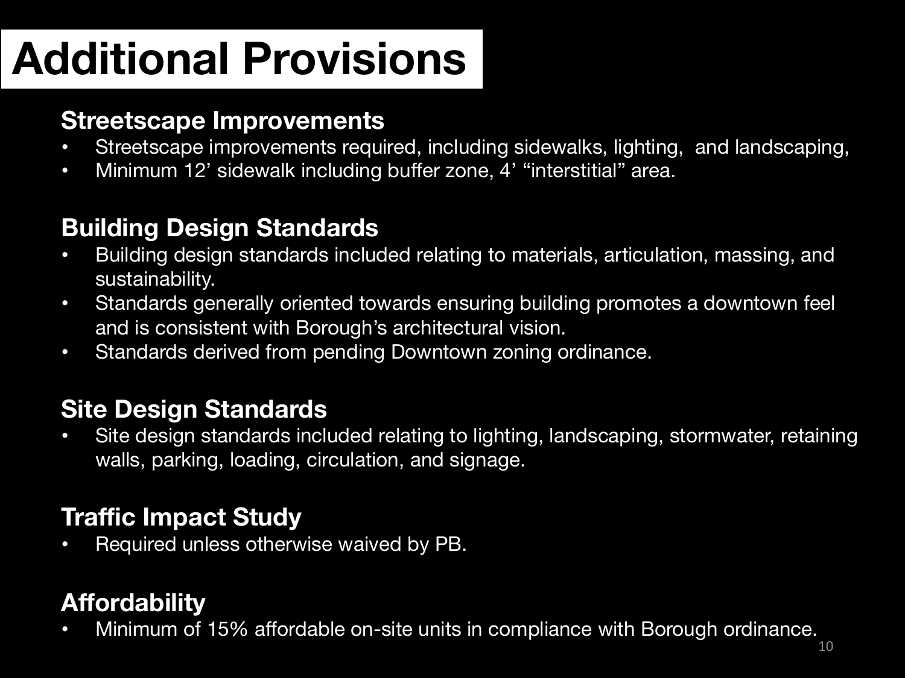# Additional Provisions

## Streetscape Improvements

- Streetscape improvements required, including sidewalks, lighting, and landscaping,
- Minimum 12’ sidewalk including buffer zone, 4’ “interstitial” area.

## Building Design Standards

- Building design standards included relating to materials, articulation, massing, and sustainability.
- Standards generally oriented towards ensuring building promotes a downtown feel and is consistent with Borough’s architectural vision.
- Standards derived from pending Downtown zoning ordinance.

## Site Design Standards

- Site design standards included relating to lighting, landscaping, stormwater, retaining walls, parking, loading, circulation, and signage.

## Traffic Impact Study

- Required unless otherwise waived by PB.

## Affordability

- Minimum of 15% affordable on-site units in compliance with Borough ordinance.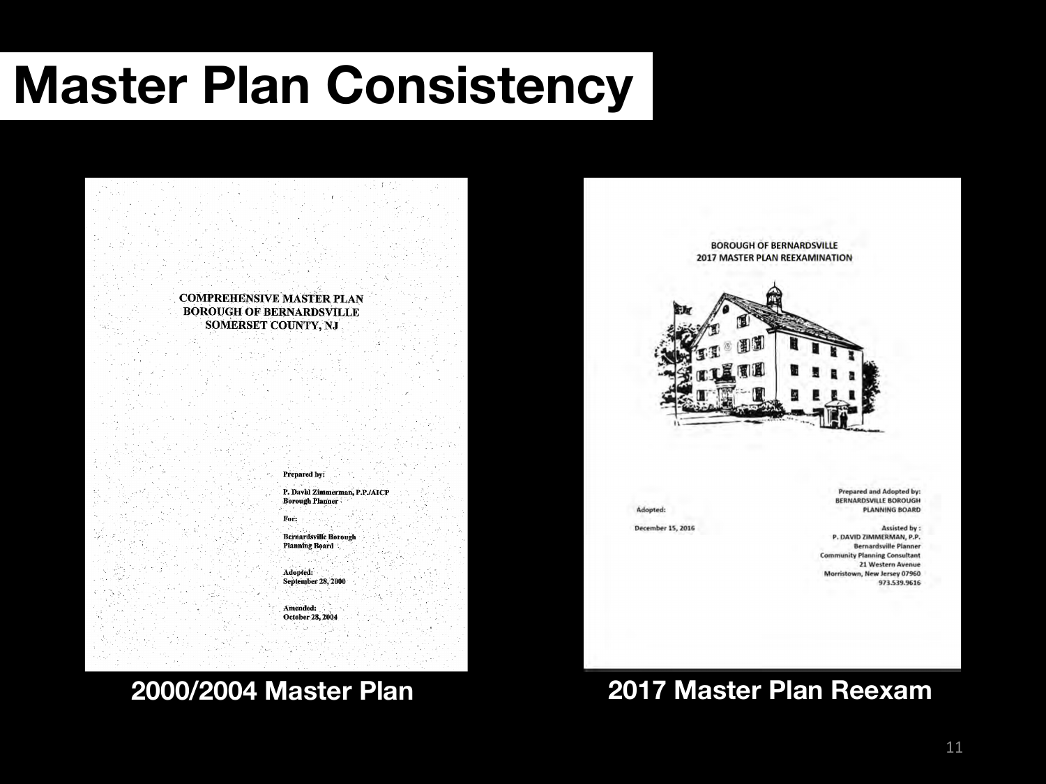# Master Plan Consistency

COMPREHENSIVE MASTER PLAN
BOROUGH OF BERNARDSVILLE
SOMERSET COUNTY, NJ

Prepared by:

P. David Zimmerman, P.P./AICP
Borough Planner

For:

Bernardsville Borough
Planning Board

Adopted:
September 28, 2000

Amended:
October 28, 2004

**2000/2004 Master Plan**

BOROUGH OF BERNARDSVILLE
2017 MASTER PLAN REEXAMINATION

Adopted:

December 15, 2016

Prepared and Adopted by:
BERNARDSVILLE BOROUGH
PLANNING BOARD

Assisted by :
P. DAVID ZIMMERMAN, P.P.
Bernardsville Planner
Community Planning Consultant
21 Western Avenue
Morristown, New Jersey 07960
973.539.9616

**2017 Master Plan Reexam**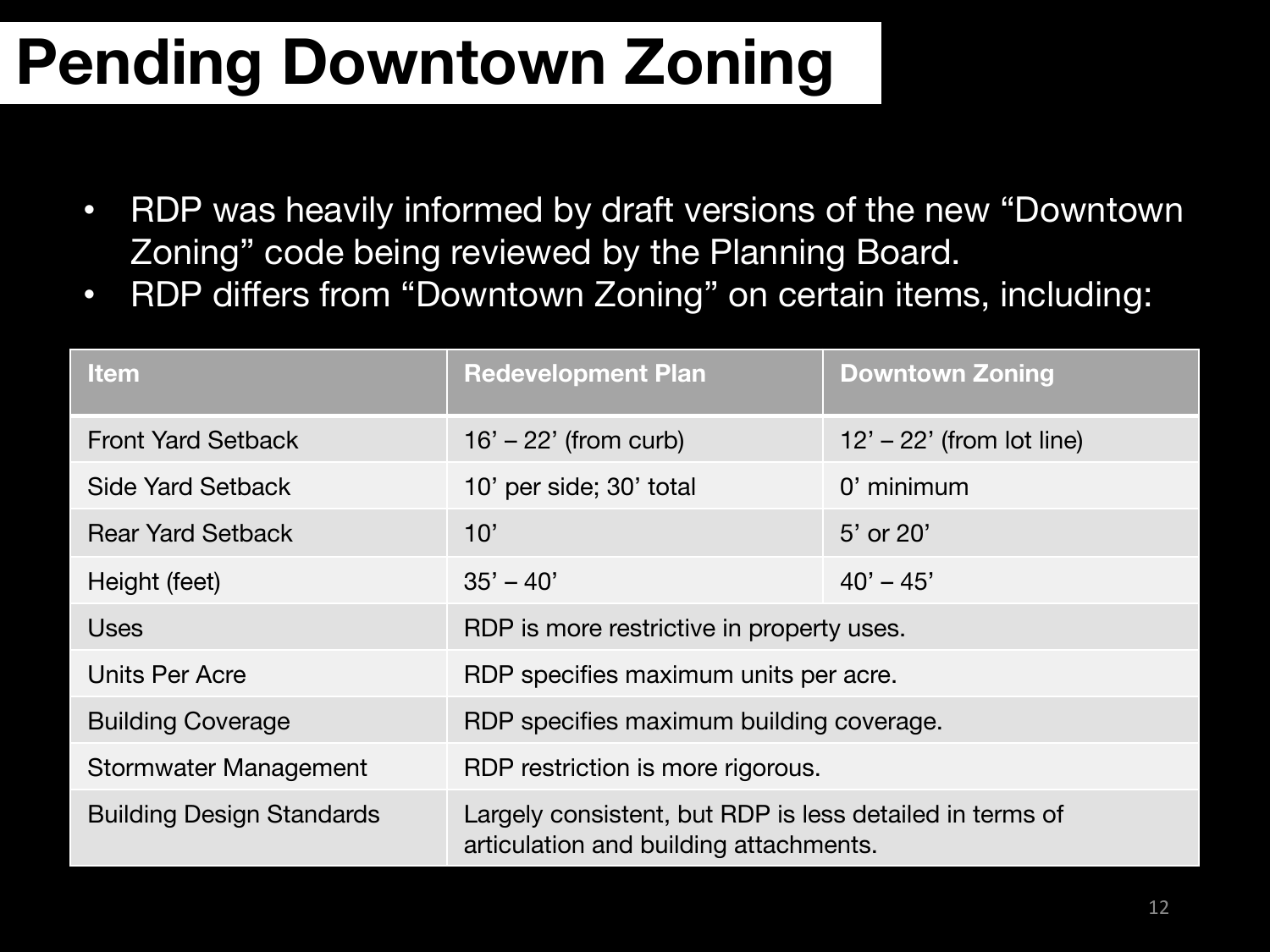# Pending Downtown Zoning

- RDP was heavily informed by draft versions of the new “Downtown Zoning” code being reviewed by the Planning Board.
- RDP differs from “Downtown Zoning” on certain items, including:

| Item | Redevelopment Plan | Downtown Zoning |
|---|---|---|
| Front Yard Setback | 16’ – 22’ (from curb) | 12’ – 22’ (from lot line) |
| Side Yard Setback | 10’ per side; 30’ total | 0’ minimum |
| Rear Yard Setback | 10’ | 5’ or 20’ |
| Height (feet) | 35’ – 40’ | 40’ – 45’ |
| Uses | RDP is more restrictive in property uses. | |
| Units Per Acre | RDP specifies maximum units per acre. | |
| Building Coverage | RDP specifies maximum building coverage. | |
| Stormwater Management | RDP restriction is more rigorous. | |
| Building Design Standards | Largely consistent, but RDP is less detailed in terms of articulation and building attachments. | |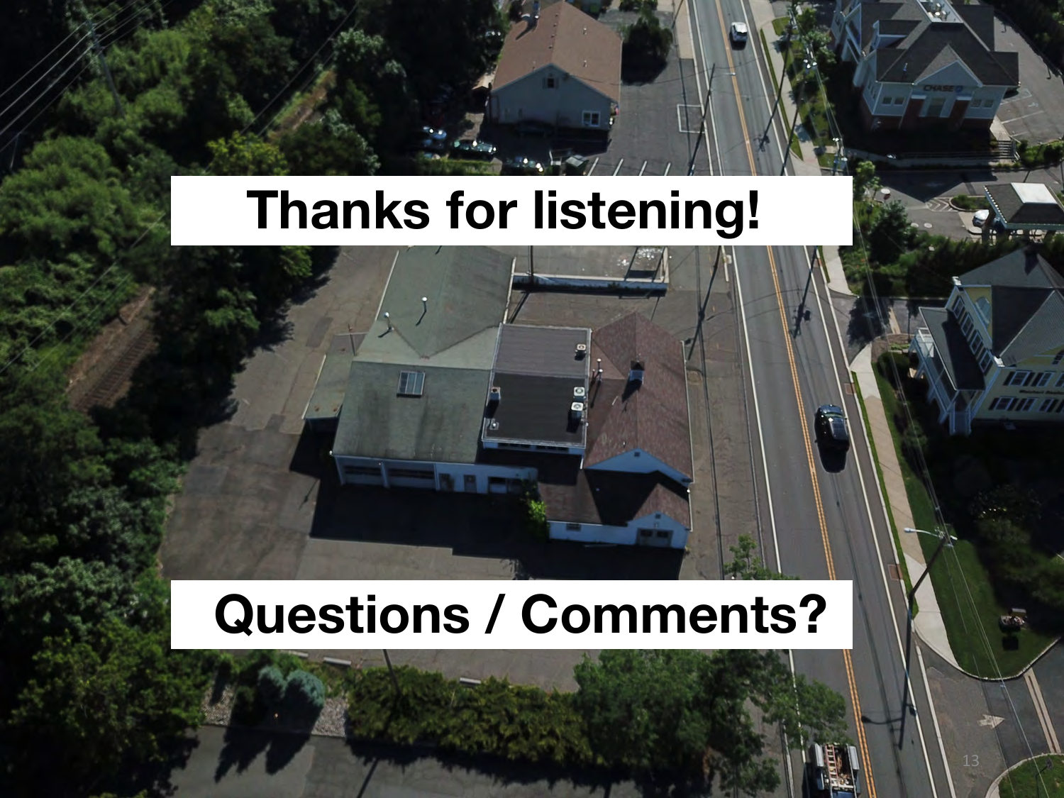# Thanks for listening!

# Questions / Comments?